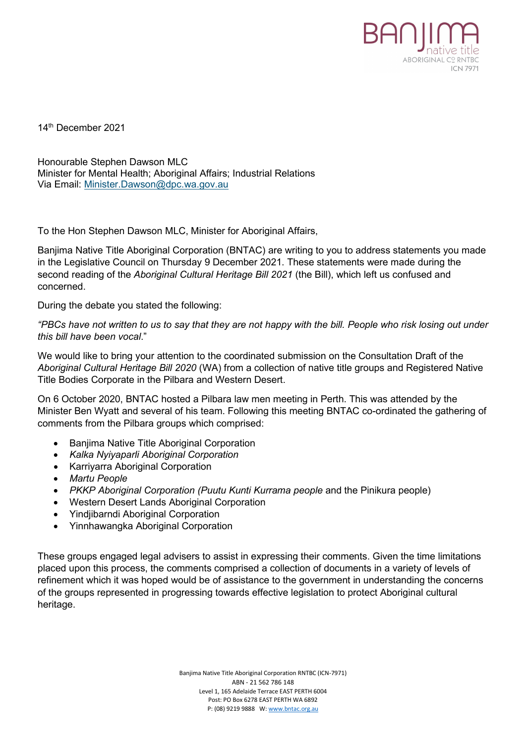BANJIMA native title ABORIGINAL Cº RNTBC ICN 7971

14th December 2021

Honourable Stephen Dawson MLC
Minister for Mental Health; Aboriginal Affairs; Industrial Relations
Via Email: Minister.Dawson@dpc.wa.gov.au

To the Hon Stephen Dawson MLC, Minister for Aboriginal Affairs,

Banjima Native Title Aboriginal Corporation (BNTAC) are writing to you to address statements you made in the Legislative Council on Thursday 9 December 2021. These statements were made during the second reading of the *Aboriginal Cultural Heritage Bill 2021* (the Bill), which left us confused and concerned.

During the debate you stated the following:

*"PBCs have not written to us to say that they are not happy with the bill. People who risk losing out under this bill have been vocal*."

We would like to bring your attention to the coordinated submission on the Consultation Draft of the *Aboriginal Cultural Heritage Bill 2020* (WA) from a collection of native title groups and Registered Native Title Bodies Corporate in the Pilbara and Western Desert.

On 6 October 2020, BNTAC hosted a Pilbara law men meeting in Perth. This was attended by the Minister Ben Wyatt and several of his team. Following this meeting BNTAC co-ordinated the gathering of comments from the Pilbara groups which comprised:

- Banjima Native Title Aboriginal Corporation
- *Kalka Nyiyaparli Aboriginal Corporation*
- Karriyarra Aboriginal Corporation
- *Martu People*
- *PKKP Aboriginal Corporation (Puutu Kunti Kurrama people* and the Pinikura people)
- Western Desert Lands Aboriginal Corporation
- Yindjibarndi Aboriginal Corporation
- Yinnhawangka Aboriginal Corporation

These groups engaged legal advisers to assist in expressing their comments. Given the time limitations placed upon this process, the comments comprised a collection of documents in a variety of levels of refinement which it was hoped would be of assistance to the government in understanding the concerns of the groups represented in progressing towards effective legislation to protect Aboriginal cultural heritage.

Banjima Native Title Aboriginal Corporation RNTBC (ICN-7971)
ABN - 21 562 786 148
Level 1, 165 Adelaide Terrace EAST PERTH 6004
Post: PO Box 6278 EAST PERTH WA 6892
P: (08) 9219 9888 W: www.bntac.org.au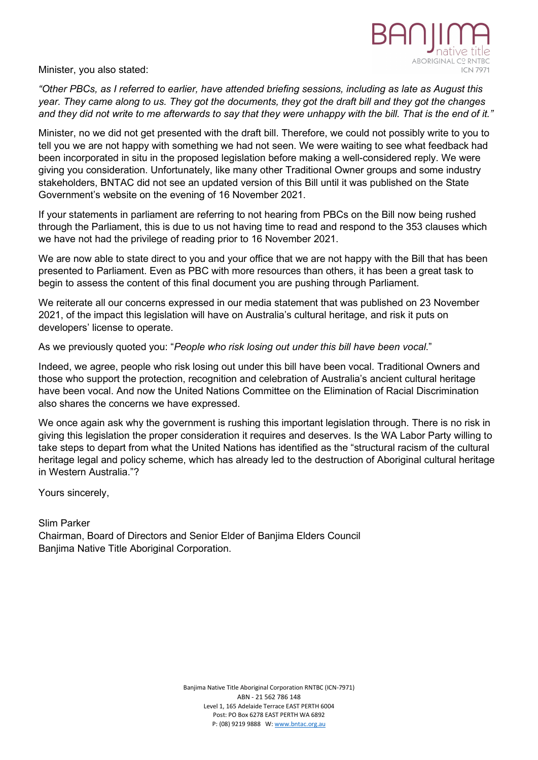Minister, you also stated:

*"Other PBCs, as I referred to earlier, have attended briefing sessions, including as late as August this year. They came along to us. They got the documents, they got the draft bill and they got the changes and they did not write to me afterwards to say that they were unhappy with the bill. That is the end of it."*

Minister, no we did not get presented with the draft bill. Therefore, we could not possibly write to you to tell you we are not happy with something we had not seen. We were waiting to see what feedback had been incorporated in situ in the proposed legislation before making a well-considered reply. We were giving you consideration. Unfortunately, like many other Traditional Owner groups and some industry stakeholders, BNTAC did not see an updated version of this Bill until it was published on the State Government's website on the evening of 16 November 2021.

If your statements in parliament are referring to not hearing from PBCs on the Bill now being rushed through the Parliament, this is due to us not having time to read and respond to the 353 clauses which we have not had the privilege of reading prior to 16 November 2021.

We are now able to state direct to you and your office that we are not happy with the Bill that has been presented to Parliament. Even as PBC with more resources than others, it has been a great task to begin to assess the content of this final document you are pushing through Parliament.

We reiterate all our concerns expressed in our media statement that was published on 23 November 2021, of the impact this legislation will have on Australia's cultural heritage, and risk it puts on developers' license to operate.

As we previously quoted you: "*People who risk losing out under this bill have been vocal*."

Indeed, we agree, people who risk losing out under this bill have been vocal. Traditional Owners and those who support the protection, recognition and celebration of Australia's ancient cultural heritage have been vocal. And now the United Nations Committee on the Elimination of Racial Discrimination also shares the concerns we have expressed.

We once again ask why the government is rushing this important legislation through. There is no risk in giving this legislation the proper consideration it requires and deserves. Is the WA Labor Party willing to take steps to depart from what the United Nations has identified as the "structural racism of the cultural heritage legal and policy scheme, which has already led to the destruction of Aboriginal cultural heritage in Western Australia."?

Yours sincerely,

Slim Parker
Chairman, Board of Directors and Senior Elder of Banjima Elders Council
Banjima Native Title Aboriginal Corporation.

Banjima Native Title Aboriginal Corporation RNTBC (ICN-7971)
ABN - 21 562 786 148
Level 1, 165 Adelaide Terrace EAST PERTH 6004
Post: PO Box 6278 EAST PERTH WA 6892
P: (08) 9219 9888 W: www.bntac.org.au